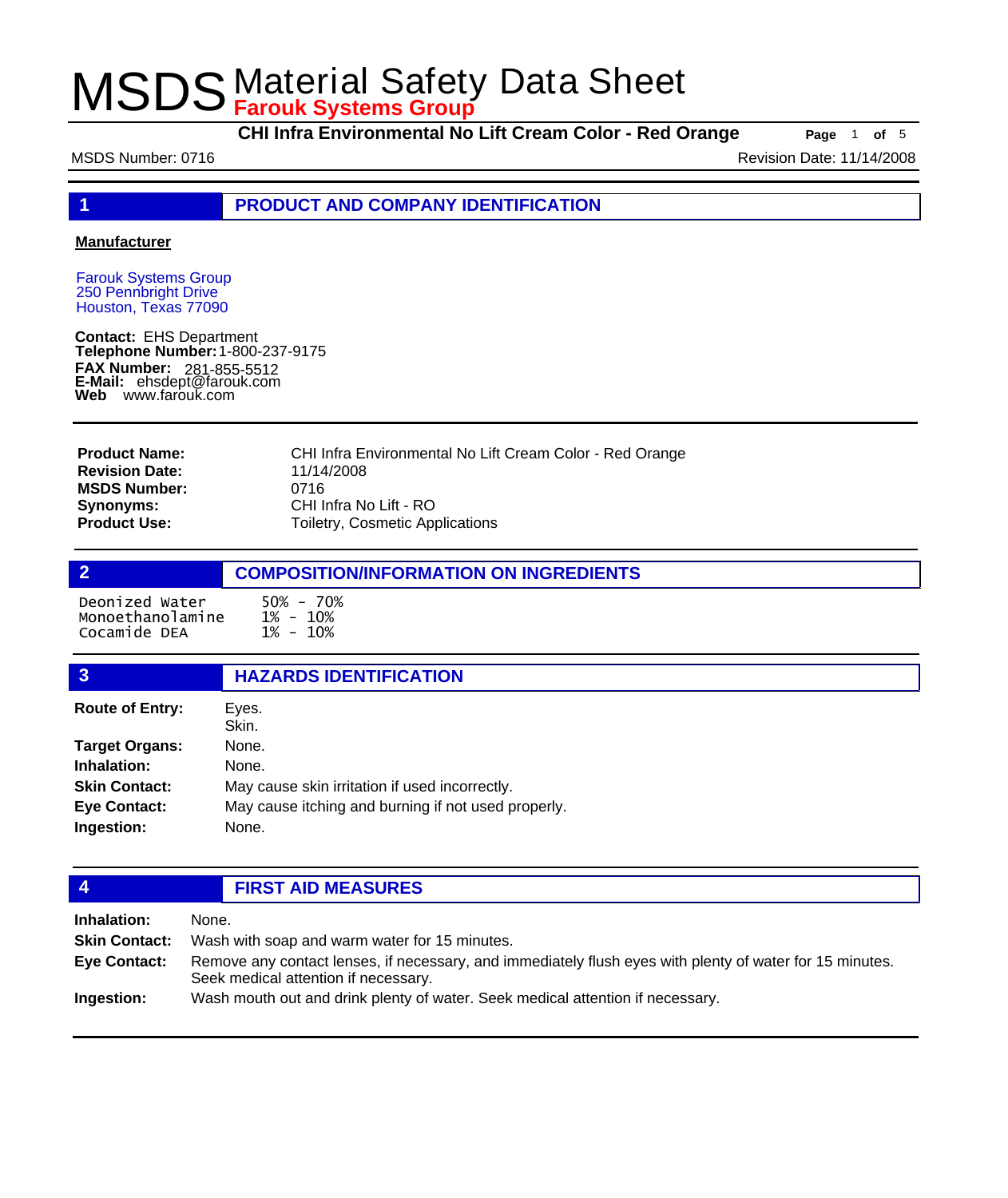# MSDS Material Safety Data Sheet

**Farouk Systems Group**

**CHI Infra Environmental No Lift Cream Color - Red Orange**

MSDS Number: 0716 Revision Date: 11/14/2008

## 1 PRODUCT AND COMPANY IDENTIFICATION

**Manufacturer**

Farouk Systems Group
250 Pennbright Drive
Houston, Texas 77090

**Contact:** EHS Department
**Telephone Number:** 1-800-237-9175
**FAX Number:** 281-855-5512
**E-Mail:** ehsdept@farouk.com
**Web** www.farouk.com

| | |
|---|---|
| **Product Name:** | CHI Infra Environmental No Lift Cream Color - Red Orange |
| **Revision Date:** | 11/14/2008 |
| **MSDS Number:** | 0716 |
| **Synonyms:** | CHI Infra No Lift - RO |
| **Product Use:** | Toiletry, Cosmetic Applications |

## 2 COMPOSITION/INFORMATION ON INGREDIENTS

| | |
|---|---|
| Deonized Water | 50% - 70% |
| Monoethanolamine | 1% - 10% |
| Cocamide DEA | 1% - 10% |

## 3 HAZARDS IDENTIFICATION

| | |
|---|---|
| **Route of Entry:** | Eyes.<br>Skin. |
| **Target Organs:** | None. |
| **Inhalation:** | None. |
| **Skin Contact:** | May cause skin irritation if used incorrectly. |
| **Eye Contact:** | May cause itching and burning if not used properly. |
| **Ingestion:** | None. |

## 4 FIRST AID MEASURES

| | |
|---|---|
| **Inhalation:** | None. |
| **Skin Contact:** | Wash with soap and warm water for 15 minutes. |
| **Eye Contact:** | Remove any contact lenses, if necessary, and immediately flush eyes with plenty of water for 15 minutes. Seek medical attention if necessary. |
| **Ingestion:** | Wash mouth out and drink plenty of water. Seek medical attention if necessary. |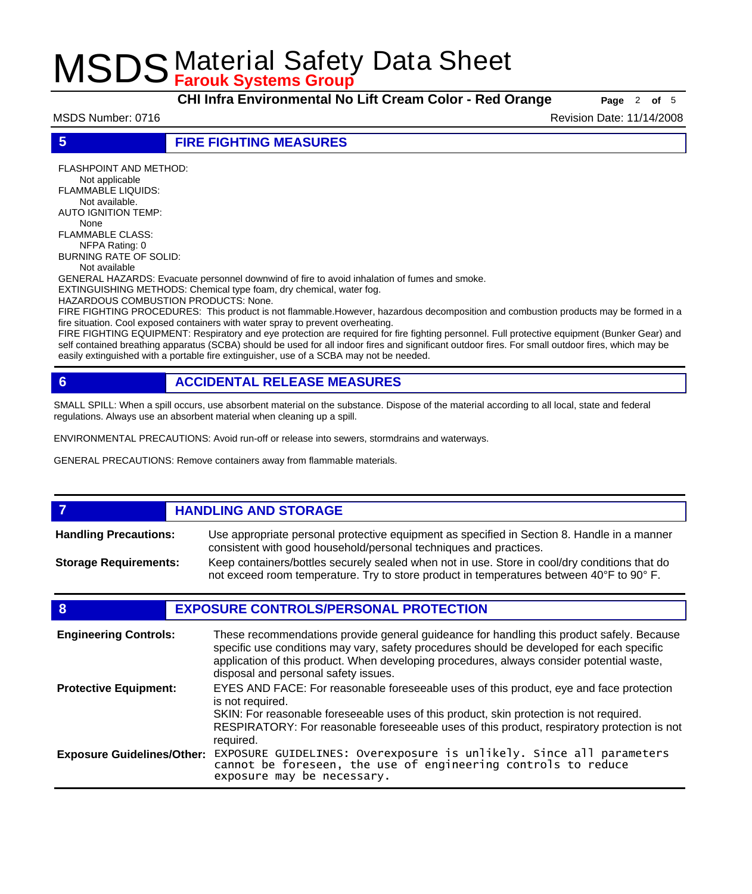## 5 FIRE FIGHTING MEASURES

FLASHPOINT AND METHOD:
Not applicable
FLAMMABLE LIQUIDS:
Not available.
AUTO IGNITION TEMP:
None
FLAMMABLE CLASS:
NFPA Rating: 0
BURNING RATE OF SOLID:
Not available
GENERAL HAZARDS: Evacuate personnel downwind of fire to avoid inhalation of fumes and smoke.
EXTINGUISHING METHODS: Chemical type foam, dry chemical, water fog.
HAZARDOUS COMBUSTION PRODUCTS: None.
FIRE FIGHTING PROCEDURES: This product is not flammable.However, hazardous decomposition and combustion products may be formed in a fire situation. Cool exposed containers with water spray to prevent overheating.
FIRE FIGHTING EQUIPMENT: Respiratory and eye protection are required for fire fighting personnel. Full protective equipment (Bunker Gear) and self contained breathing apparatus (SCBA) should be used for all indoor fires and significant outdoor fires. For small outdoor fires, which may be easily extinguished with a portable fire extinguisher, use of a SCBA may not be needed.

## 6 ACCIDENTAL RELEASE MEASURES

SMALL SPILL: When a spill occurs, use absorbent material on the substance. Dispose of the material according to all local, state and federal regulations. Always use an absorbent material when cleaning up a spill.

ENVIRONMENTAL PRECAUTIONS: Avoid run-off or release into sewers, stormdrains and waterways.

GENERAL PRECAUTIONS: Remove containers away from flammable materials.

## 7 HANDLING AND STORAGE

**Handling Precautions:** Use appropriate personal protective equipment as specified in Section 8. Handle in a manner consistent with good household/personal techniques and practices.

**Storage Requirements:** Keep containers/bottles securely sealed when not in use. Store in cool/dry conditions that do not exceed room temperature. Try to store product in temperatures between 40°F to 90° F.

## 8 EXPOSURE CONTROLS/PERSONAL PROTECTION

**Engineering Controls:** These recommendations provide general guideance for handling this product safely. Because specific use conditions may vary, safety procedures should be developed for each specific application of this product. When developing procedures, always consider potential waste, disposal and personal safety issues.

**Protective Equipment:** EYES AND FACE: For reasonable foreseeable uses of this product, eye and face protection is not required.
SKIN: For reasonable foreseeable uses of this product, skin protection is not required.
RESPIRATORY: For reasonable foreseeable uses of this product, respiratory protection is not required.

**Exposure Guidelines/Other:** EXPOSURE GUIDELINES: Overexposure is unlikely. Since all parameters cannot be foreseen, the use of engineering controls to reduce exposure may be necessary.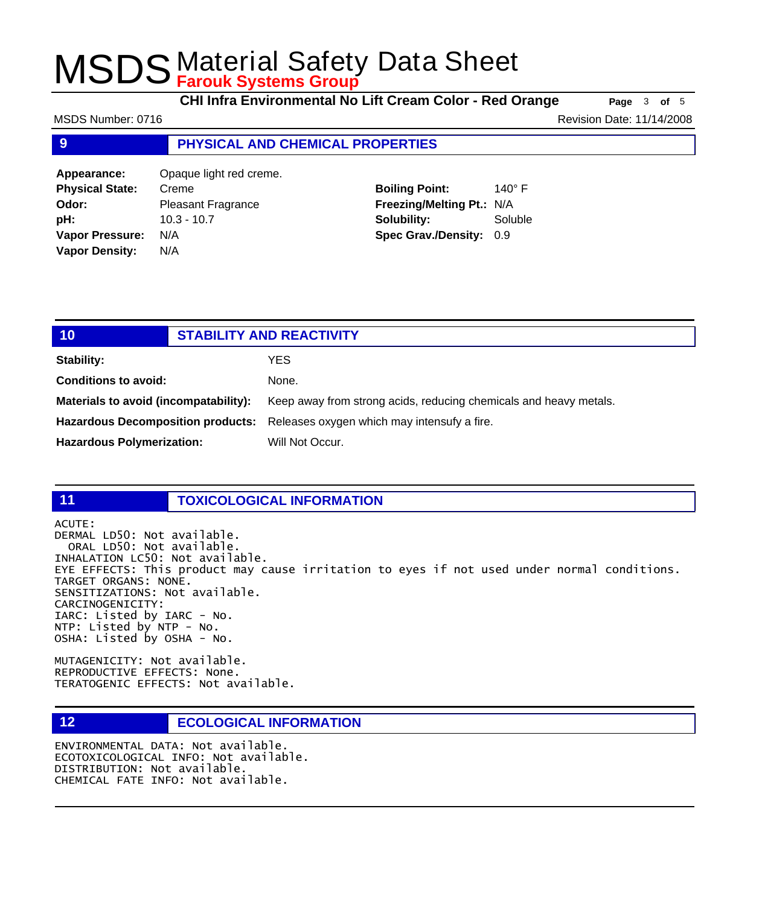## 9 PHYSICAL AND CHEMICAL PROPERTIES

**Appearance:** Opaque light red creme.
**Physical State:** Creme
**Odor:** Pleasant Fragrance
**pH:** 10.3 - 10.7
**Vapor Pressure:** N/A
**Vapor Density:** N/A

**Boiling Point:** 140° F
**Freezing/Melting Pt.:** N/A
**Solubility:** Soluble
**Spec Grav./Density:** 0.9

## 10 STABILITY AND REACTIVITY

**Stability:** YES

**Conditions to avoid:** None.

**Materials to avoid (incompatability):** Keep away from strong acids, reducing chemicals and heavy metals.

**Hazardous Decomposition products:** Releases oxygen which may intensufy a fire.

**Hazardous Polymerization:** Will Not Occur.

## 11 TOXICOLOGICAL INFORMATION

```
ACUTE:
DERMAL LD50: Not available.
  ORAL LD50: Not available.
INHALATION LC50: Not available.
EYE EFFECTS: This product may cause irritation to eyes if not used under normal conditions.
TARGET ORGANS: NONE.
SENSITIZATIONS: Not available.
CARCINOGENICITY:
IARC: Listed by IARC - No.
NTP: Listed by NTP - No.
OSHA: Listed by OSHA - No.

MUTAGENICITY: Not available.
REPRODUCTIVE EFFECTS: None.
TERATOGENIC EFFECTS: Not available.
```

## 12 ECOLOGICAL INFORMATION

```
ENVIRONMENTAL DATA: Not available.
ECOTOXICOLOGICAL INFO: Not available.
DISTRIBUTION: Not available.
CHEMICAL FATE INFO: Not available.
```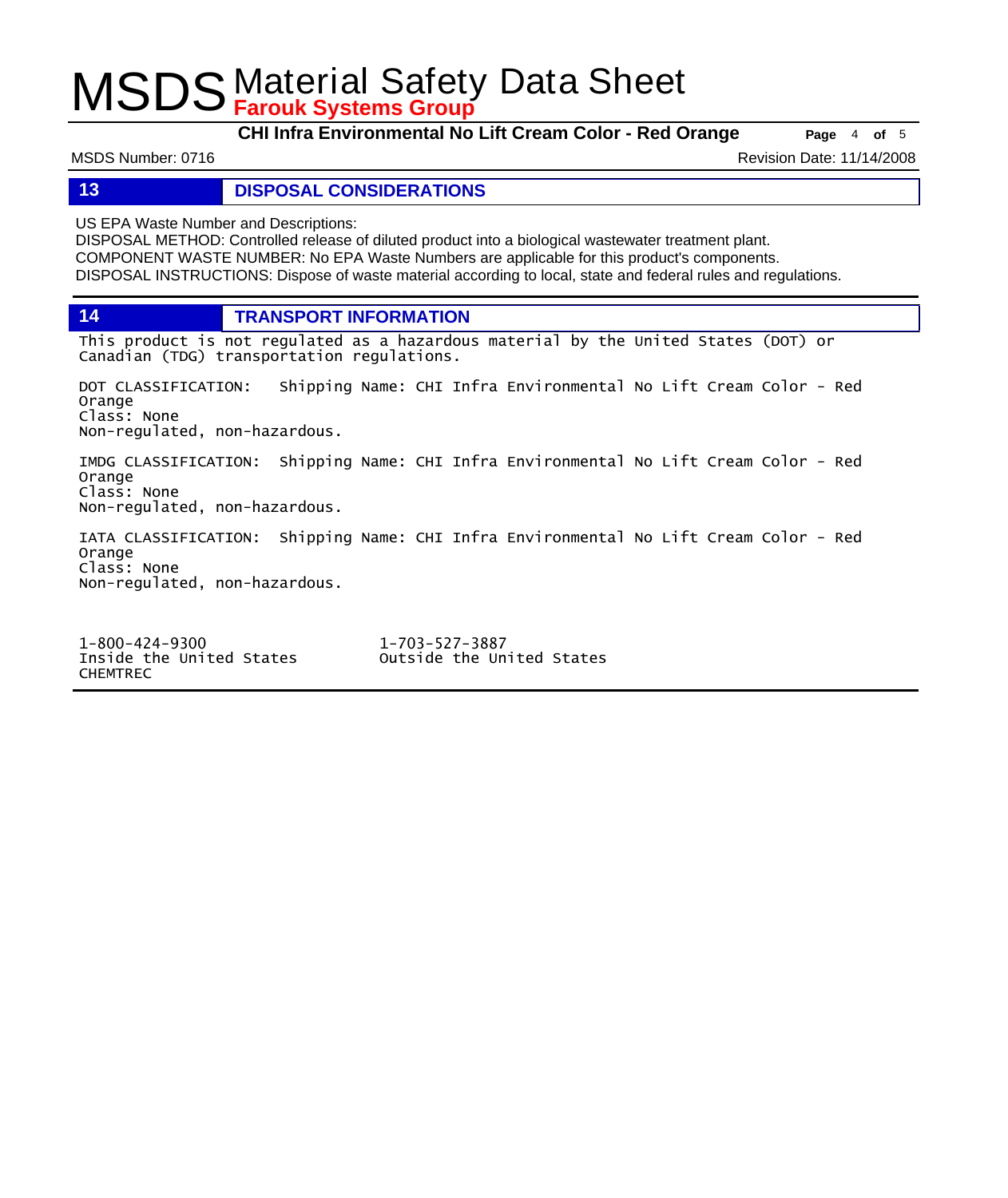## 13 DISPOSAL CONSIDERATIONS

US EPA Waste Number and Descriptions:
DISPOSAL METHOD: Controlled release of diluted product into a biological wastewater treatment plant.
COMPONENT WASTE NUMBER: No EPA Waste Numbers are applicable for this product's components.
DISPOSAL INSTRUCTIONS: Dispose of waste material according to local, state and federal rules and regulations.

## 14 TRANSPORT INFORMATION

This product is not regulated as a hazardous material by the United States (DOT) or Canadian (TDG) transportation regulations.

DOT CLASSIFICATION: Shipping Name: CHI Infra Environmental No Lift Cream Color - Red Orange
Class: None
Non-regulated, non-hazardous.

IMDG CLASSIFICATION: Shipping Name: CHI Infra Environmental No Lift Cream Color - Red Orange
Class: None
Non-regulated, non-hazardous.

IATA CLASSIFICATION: Shipping Name: CHI Infra Environmental No Lift Cream Color - Red Orange
Class: None
Non-regulated, non-hazardous.

1-800-424-9300
Inside the United States
CHEMTREC

1-703-527-3887
Outside the United States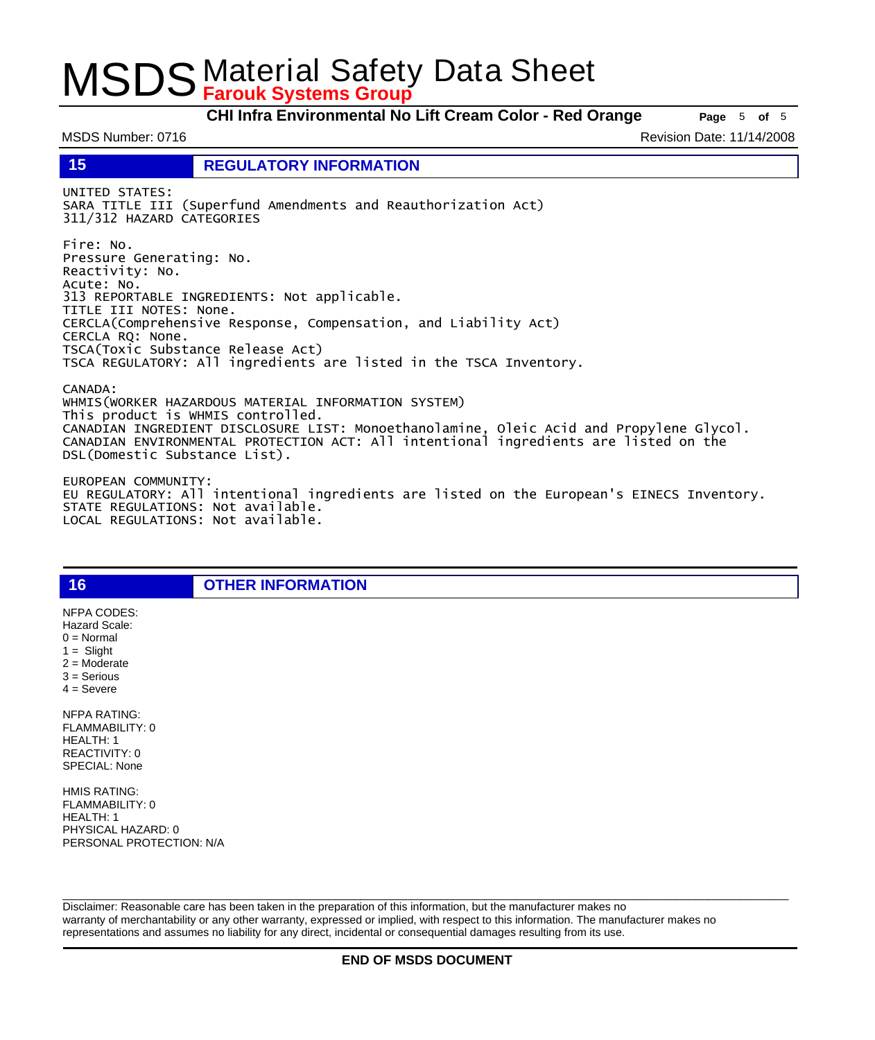## 15 REGULATORY INFORMATION

UNITED STATES:
SARA TITLE III (Superfund Amendments and Reauthorization Act)
311/312 HAZARD CATEGORIES

Fire: No.
Pressure Generating: No.
Reactivity: No.
Acute: No.
313 REPORTABLE INGREDIENTS: Not applicable.
TITLE III NOTES: None.
CERCLA(Comprehensive Response, Compensation, and Liability Act)
CERCLA RQ: None.
TSCA(Toxic Substance Release Act)
TSCA REGULATORY: All ingredients are listed in the TSCA Inventory.

CANADA:
WHMIS(WORKER HAZARDOUS MATERIAL INFORMATION SYSTEM)
This product is WHMIS controlled.
CANADIAN INGREDIENT DISCLOSURE LIST: Monoethanolamine, Oleic Acid and Propylene Glycol.
CANADIAN ENVIRONMENTAL PROTECTION ACT: All intentional ingredients are listed on the DSL(Domestic Substance List).

EUROPEAN COMMUNITY:
EU REGULATORY: All intentional ingredients are listed on the European's EINECS Inventory.
STATE REGULATIONS: Not available.
LOCAL REGULATIONS: Not available.

## 16 OTHER INFORMATION

NFPA CODES:
Hazard Scale:
0 = Normal
1 = Slight
2 = Moderate
3 = Serious
4 = Severe

NFPA RATING:
FLAMMABILITY: 0
HEALTH: 1
REACTIVITY: 0
SPECIAL: None

HMIS RATING:
FLAMMABILITY: 0
HEALTH: 1
PHYSICAL HAZARD: 0
PERSONAL PROTECTION: N/A

---

Disclaimer: Reasonable care has been taken in the preparation of this information, but the manufacturer makes no warranty of merchantability or any other warranty, expressed or implied, with respect to this information. The manufacturer makes no representations and assumes no liability for any direct, incidental or consequential damages resulting from its use.

**END OF MSDS DOCUMENT**